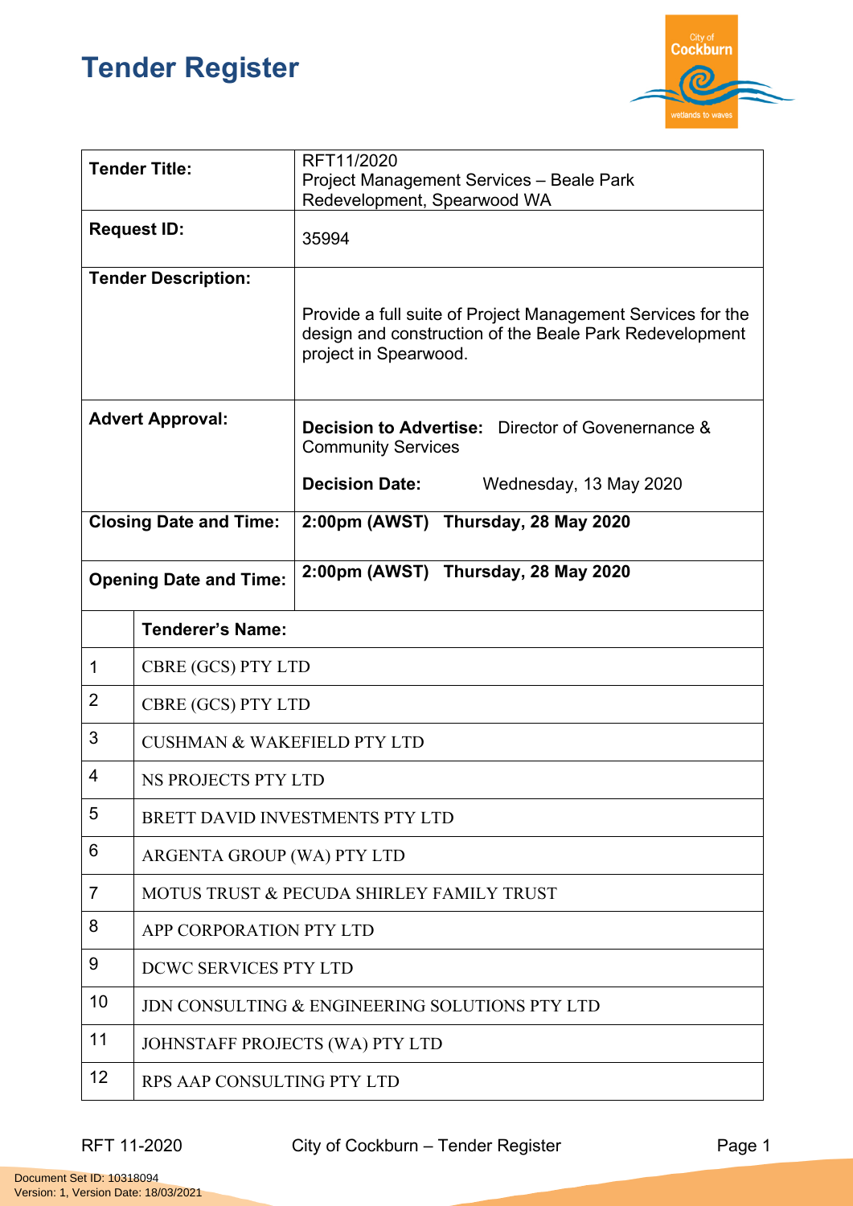# Tender Register

| | |
|---|---|
| **Tender Title:** | RFT11/2020<br>Project Management Services – Beale Park Redevelopment, Spearwood WA |
| **Request ID:** | 35994 |
| **Tender Description:** | Provide a full suite of Project Management Services for the design and construction of the Beale Park Redevelopment project in Spearwood. |
| **Advert Approval:** | **Decision to Advertise:** Director of Govenernance & Community Services<br>**Decision Date:** Wednesday, 13 May 2020 |
| **Closing Date and Time:** | **2:00pm (AWST) Thursday, 28 May 2020** |
| **Opening Date and Time:** | **2:00pm (AWST) Thursday, 28 May 2020** |

| | **Tenderer's Name:** |
|---|---|
| 1 | CBRE (GCS) PTY LTD |
| 2 | CBRE (GCS) PTY LTD |
| 3 | CUSHMAN & WAKEFIELD PTY LTD |
| 4 | NS PROJECTS PTY LTD |
| 5 | BRETT DAVID INVESTMENTS PTY LTD |
| 6 | ARGENTA GROUP (WA) PTY LTD |
| 7 | MOTUS TRUST & PECUDA SHIRLEY FAMILY TRUST |
| 8 | APP CORPORATION PTY LTD |
| 9 | DCWC SERVICES PTY LTD |
| 10 | JDN CONSULTING & ENGINEERING SOLUTIONS PTY LTD |
| 11 | JOHNSTAFF PROJECTS (WA) PTY LTD |
| 12 | RPS AAP CONSULTING PTY LTD |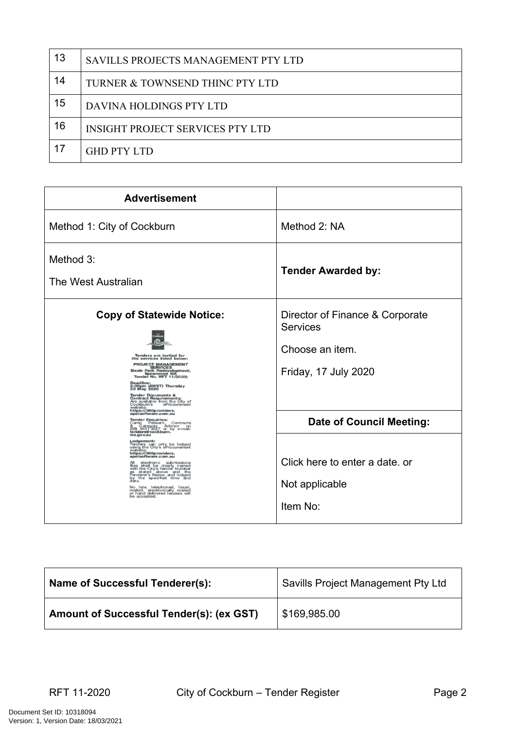| | |
|---|---|
| 13 | SAVILLS PROJECTS MANAGEMENT PTY LTD |
| 14 | TURNER & TOWNSEND THINC PTY LTD |
| 15 | DAVINA HOLDINGS PTY LTD |
| 16 | INSIGHT PROJECT SERVICES PTY LTD |
| 17 | GHD PTY LTD |

| **Advertisement** | |
|---|---|
| Method 1: City of Cockburn | Method 2: NA |
| Method 3: The West Australian | **Tender Awarded by:** |
| **Copy of Statewide Notice:** Tenders are invited for the services listed below: PROJECT MANAGEMENT SERVICES Beale Park Redevelopment, Spearwood WA Tender No. RFT 11/2020) Deadline: 2:00pm (AWST) Thursday 28 May 2020 Tender Documents & Contract Requirements: Are available from the City of Cockburn's eProcurement website: https://360providers.apetsoftware.com.au Tender Enquiries: Caron Peasant, Contracts & Category Advisor on (08) 9411 3527 or by e-mail: tenders@cockburn.wa.gov.au Lodgement: Tenders can only be lodged using the City's eProcurement website: https://360providers.apetsoftware.com.au All electronic submissions files shall be clearly named with the City's Tender Number as stated above and the Tenderer's Name; and lodged by the specified time and date. No late, telephoned, faxed, mailed, electronically mailed or hand delivered tenders will be accepted. | Director of Finance & Corporate Services<br><br>Choose an item.<br><br>Friday, 17 July 2020 |
| | **Date of Council Meeting:** |
| | Click here to enter a date. or<br><br>Not applicable<br><br>Item No: |

| | |
|---|---|
| **Name of Successful Tenderer(s):** | Savills Project Management Pty Ltd |
| **Amount of Successful Tender(s): (ex GST)** | $169,985.00 |